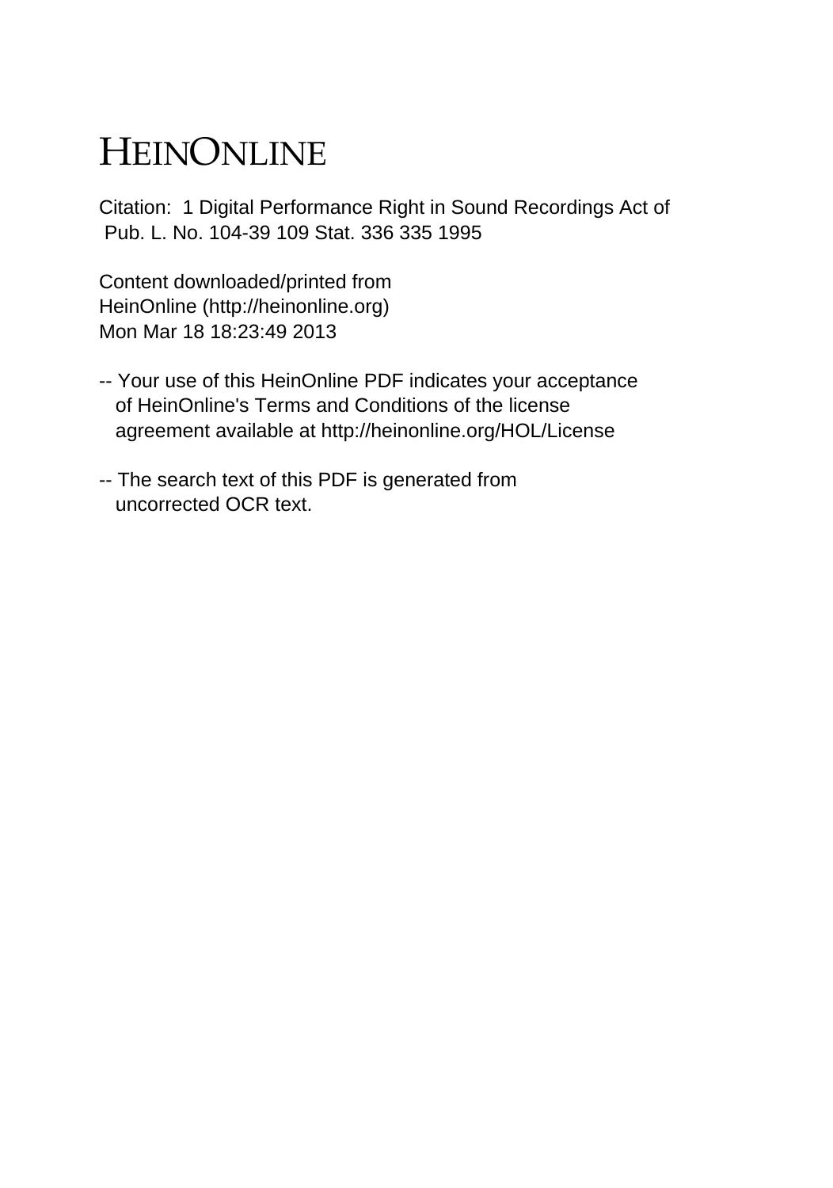# HEINONLINE

Citation: 1 Digital Performance Right in Sound Recordings Act of Pub. L. No. 104-39 109 Stat. 336 335 1995

Content downloaded/printed from
HeinOnline (http://heinonline.org)
Mon Mar 18 18:23:49 2013

-- Your use of this HeinOnline PDF indicates your acceptance of HeinOnline's Terms and Conditions of the license agreement available at http://heinonline.org/HOL/License

-- The search text of this PDF is generated from uncorrected OCR text.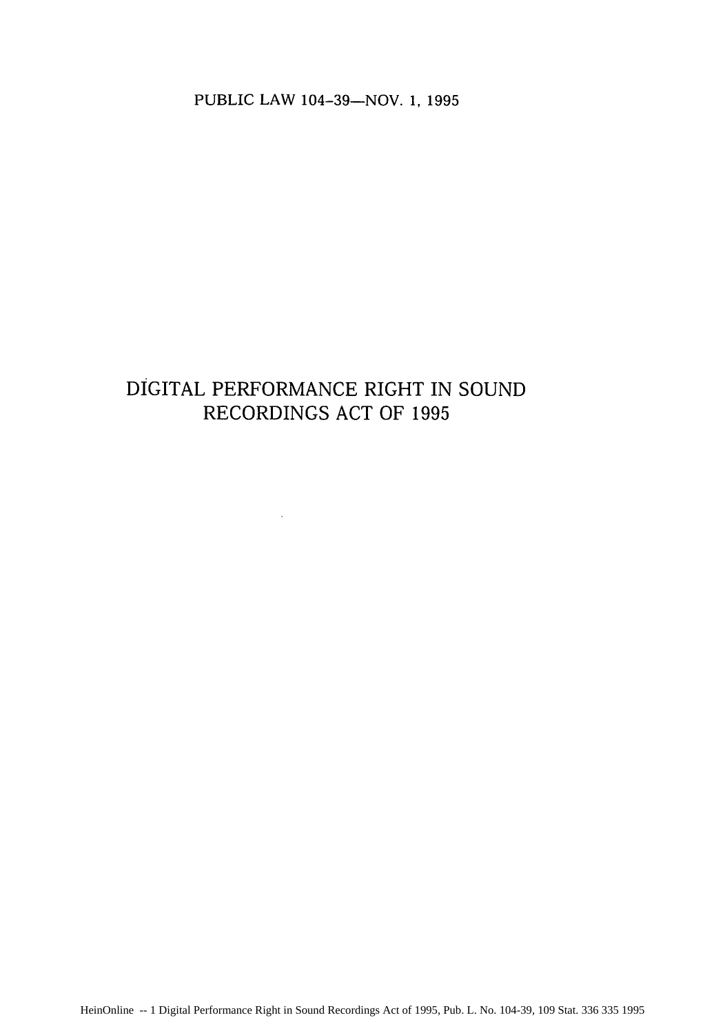PUBLIC LAW 104-39—NOV. 1, 1995

# DIGITAL PERFORMANCE RIGHT IN SOUND RECORDINGS ACT OF 1995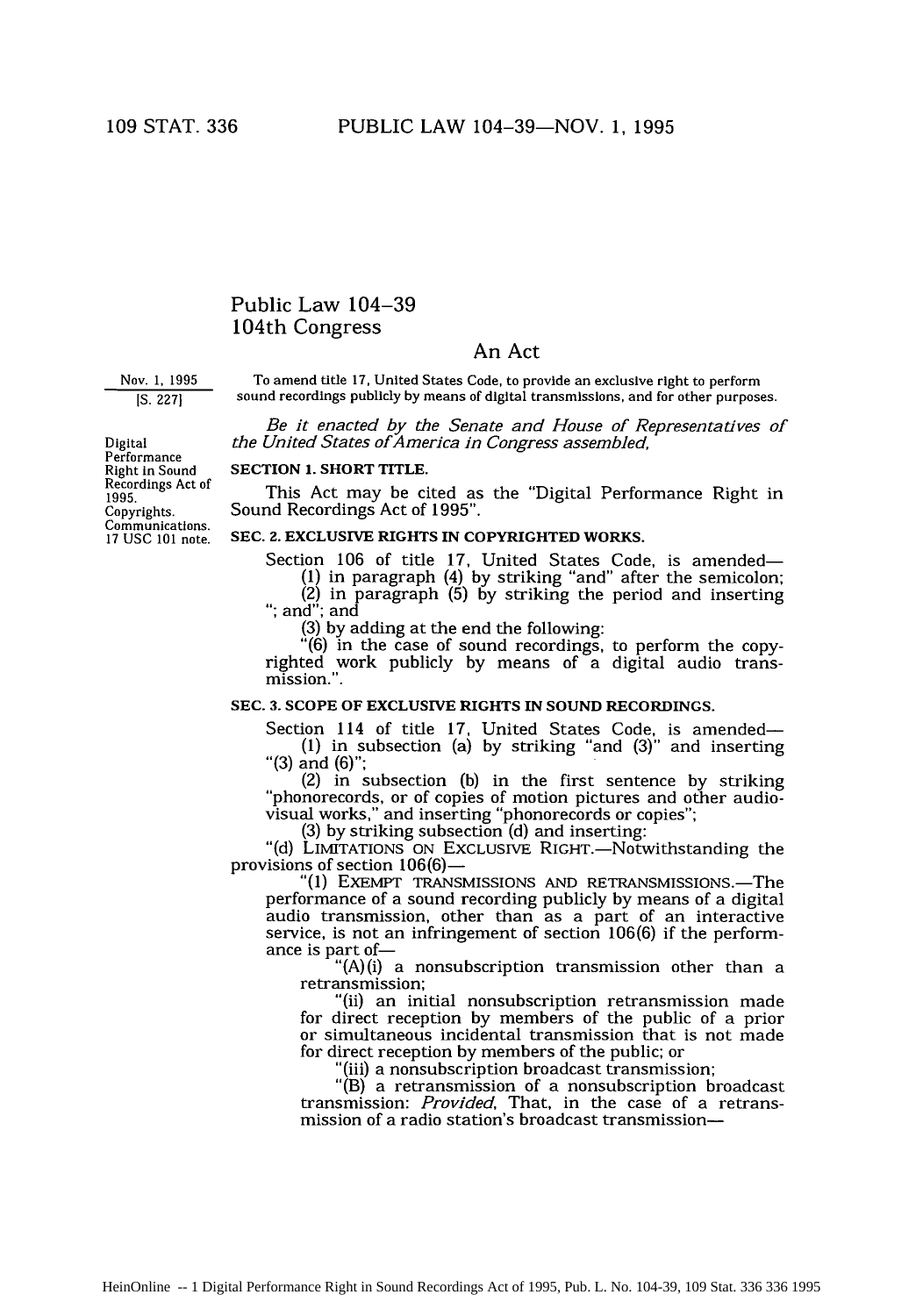# Public Law 104-39
## 104th Congress

### An Act

Nov. 1, 1995
[S. 227]

To amend title 17, United States Code, to provide an exclusive right to perform sound recordings publicly by means of digital transmissions, and for other purposes.

*Be it enacted by the Senate and House of Representatives of the United States of America in Congress assembled,*

Digital Performance Right in Sound Recordings Act of 1995.
Copyrights.
Communications.
17 USC 101 note.

**SECTION 1. SHORT TITLE.**

This Act may be cited as the "Digital Performance Right in Sound Recordings Act of 1995".

**SEC. 2. EXCLUSIVE RIGHTS IN COPYRIGHTED WORKS.**

Section 106 of title 17, United States Code, is amended—

(1) in paragraph (4) by striking "and" after the semicolon;

(2) in paragraph (5) by striking the period and inserting "; and"; and

(3) by adding at the end the following:

"(6) in the case of sound recordings, to perform the copyrighted work publicly by means of a digital audio transmission.".

**SEC. 3. SCOPE OF EXCLUSIVE RIGHTS IN SOUND RECORDINGS.**

Section 114 of title 17, United States Code, is amended—

(1) in subsection (a) by striking "and (3)" and inserting "(3) and (6)";

(2) in subsection (b) in the first sentence by striking "phonorecords, or of copies of motion pictures and other audiovisual works," and inserting "phonorecords or copies";

(3) by striking subsection (d) and inserting:

"(d) LIMITATIONS ON EXCLUSIVE RIGHT.—Notwithstanding the provisions of section 106(6)—

"(1) EXEMPT TRANSMISSIONS AND RETRANSMISSIONS.—The performance of a sound recording publicly by means of a digital audio transmission, other than as a part of an interactive service, is not an infringement of section 106(6) if the performance is part of—

"(A)(i) a nonsubscription transmission other than a retransmission;

"(ii) an initial nonsubscription retransmission made for direct reception by members of the public of a prior or simultaneous incidental transmission that is not made for direct reception by members of the public; or

"(iii) a nonsubscription broadcast transmission;

"(B) a retransmission of a nonsubscription broadcast transmission: *Provided*, That, in the case of a retransmission of a radio station's broadcast transmission—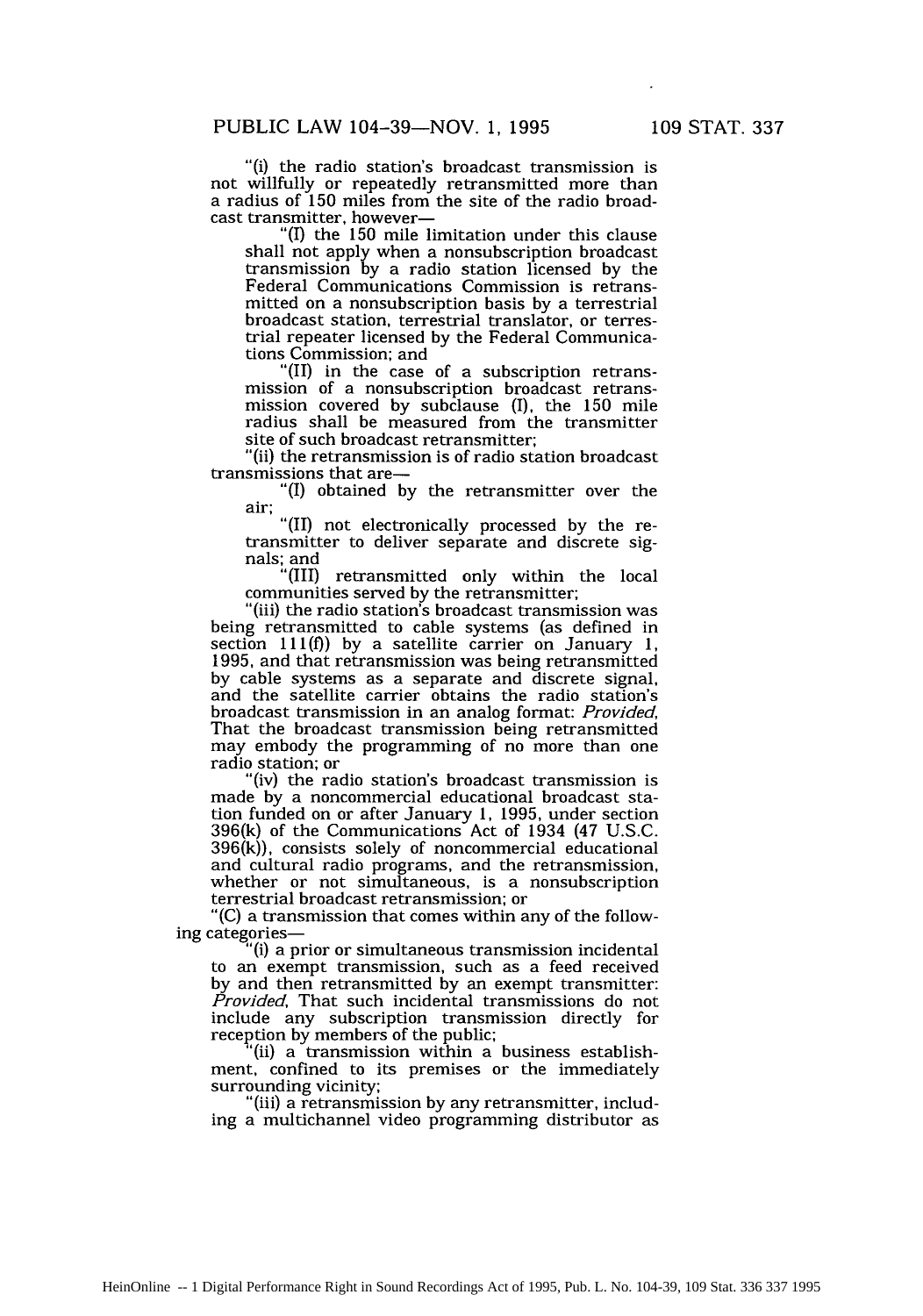"(i) the radio station's broadcast transmission is not willfully or repeatedly retransmitted more than a radius of 150 miles from the site of the radio broadcast transmitter, however—

"(I) the 150 mile limitation under this clause shall not apply when a nonsubscription broadcast transmission by a radio station licensed by the Federal Communications Commission is retransmitted on a nonsubscription basis by a terrestrial broadcast station, terrestrial translator, or terrestrial repeater licensed by the Federal Communications Commission; and

"(II) in the case of a subscription retransmission of a nonsubscription broadcast retransmission covered by subclause (I), the 150 mile radius shall be measured from the transmitter site of such broadcast retransmitter;

"(ii) the retransmission is of radio station broadcast transmissions that are—

"(I) obtained by the retransmitter over the air;

"(II) not electronically processed by the retransmitter to deliver separate and discrete signals; and

"(III) retransmitted only within the local communities served by the retransmitter;

"(iii) the radio station's broadcast transmission was being retransmitted to cable systems (as defined in section 111(f)) by a satellite carrier on January 1, 1995, and that retransmission was being retransmitted by cable systems as a separate and discrete signal, and the satellite carrier obtains the radio station's broadcast transmission in an analog format: *Provided*, That the broadcast transmission being retransmitted may embody the programming of no more than one radio station; or

"(iv) the radio station's broadcast transmission is made by a noncommercial educational broadcast station funded on or after January 1, 1995, under section 396(k) of the Communications Act of 1934 (47 U.S.C. 396(k)), consists solely of noncommercial educational and cultural radio programs, and the retransmission, whether or not simultaneous, is a nonsubscription terrestrial broadcast retransmission; or

"(C) a transmission that comes within any of the following categories—

"(i) a prior or simultaneous transmission incidental to an exempt transmission, such as a feed received by and then retransmitted by an exempt transmitter: *Provided*, That such incidental transmissions do not include any subscription transmission directly for reception by members of the public;

"(ii) a transmission within a business establishment, confined to its premises or the immediately surrounding vicinity;

"(iii) a retransmission by any retransmitter, including a multichannel video programming distributor as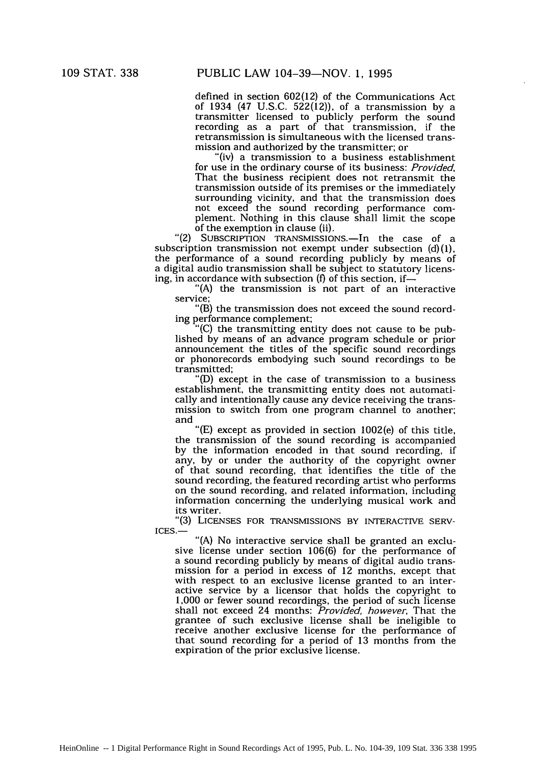defined in section 602(12) of the Communications Act of 1934 (47 U.S.C. 522(12)), of a transmission by a transmitter licensed to publicly perform the sound recording as a part of that transmission, if the retransmission is simultaneous with the licensed transmission and authorized by the transmitter; or

"(iv) a transmission to a business establishment for use in the ordinary course of its business: *Provided*, That the business recipient does not retransmit the transmission outside of its premises or the immediately surrounding vicinity, and that the transmission does not exceed the sound recording performance complement. Nothing in this clause shall limit the scope of the exemption in clause (ii).

"(2) SUBSCRIPTION TRANSMISSIONS.—In the case of a subscription transmission not exempt under subsection (d)(1), the performance of a sound recording publicly by means of a digital audio transmission shall be subject to statutory licensing, in accordance with subsection (f) of this section, if—

"(A) the transmission is not part of an interactive service;

"(B) the transmission does not exceed the sound recording performance complement;

"(C) the transmitting entity does not cause to be published by means of an advance program schedule or prior announcement the titles of the specific sound recordings or phonorecords embodying such sound recordings to be transmitted;

"(D) except in the case of transmission to a business establishment, the transmitting entity does not automatically and intentionally cause any device receiving the transmission to switch from one program channel to another; and

"(E) except as provided in section 1002(e) of this title, the transmission of the sound recording is accompanied by the information encoded in that sound recording, if any, by or under the authority of the copyright owner of that sound recording, that identifies the title of the sound recording, the featured recording artist who performs on the sound recording, and related information, including information concerning the underlying musical work and its writer.

"(3) LICENSES FOR TRANSMISSIONS BY INTERACTIVE SERVICES.—

"(A) No interactive service shall be granted an exclusive license under section 106(6) for the performance of a sound recording publicly by means of digital audio transmission for a period in excess of 12 months, except that with respect to an exclusive license granted to an interactive service by a licensor that holds the copyright to 1,000 or fewer sound recordings, the period of such license shall not exceed 24 months: *Provided, however*, That the grantee of such exclusive license shall be ineligible to receive another exclusive license for the performance of that sound recording for a period of 13 months from the expiration of the prior exclusive license.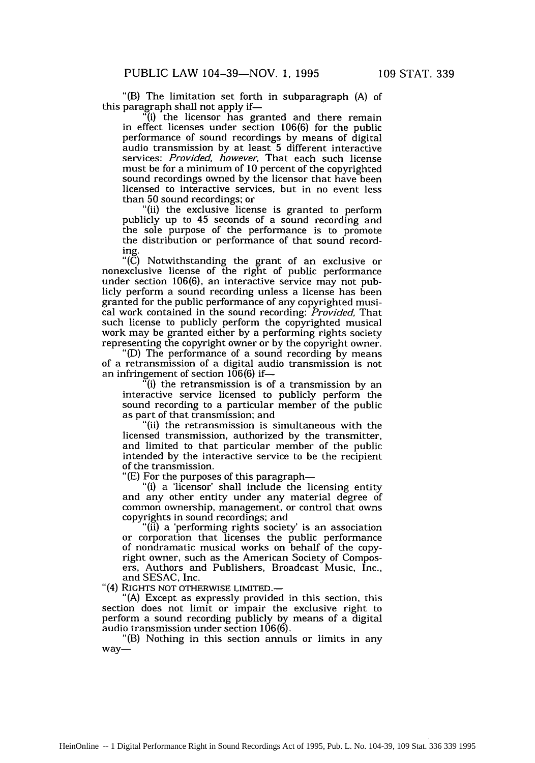"(B) The limitation set forth in subparagraph (A) of this paragraph shall not apply if—

"(i) the licensor has granted and there remain in effect licenses under section 106(6) for the public performance of sound recordings by means of digital audio transmission by at least 5 different interactive services: *Provided, however,* That each such license must be for a minimum of 10 percent of the copyrighted sound recordings owned by the licensor that have been licensed to interactive services, but in no event less than 50 sound recordings; or

"(ii) the exclusive license is granted to perform publicly up to 45 seconds of a sound recording and the sole purpose of the performance is to promote the distribution or performance of that sound recording.

"(C) Notwithstanding the grant of an exclusive or nonexclusive license of the right of public performance under section 106(6), an interactive service may not publicly perform a sound recording unless a license has been granted for the public performance of any copyrighted musical work contained in the sound recording: *Provided,* That such license to publicly perform the copyrighted musical work may be granted either by a performing rights society representing the copyright owner or by the copyright owner.

"(D) The performance of a sound recording by means of a retransmission of a digital audio transmission is not an infringement of section 106(6) if—

"(i) the retransmission is of a transmission by an interactive service licensed to publicly perform the sound recording to a particular member of the public as part of that transmission; and

"(ii) the retransmission is simultaneous with the licensed transmission, authorized by the transmitter, and limited to that particular member of the public intended by the interactive service to be the recipient of the transmission.

"(E) For the purposes of this paragraph—

"(i) a 'licensor' shall include the licensing entity and any other entity under any material degree of common ownership, management, or control that owns copyrights in sound recordings; and

"(ii) a 'performing rights society' is an association or corporation that licenses the public performance of nondramatic musical works on behalf of the copyright owner, such as the American Society of Composers, Authors and Publishers, Broadcast Music, Inc., and SESAC, Inc.

"(4) RIGHTS NOT OTHERWISE LIMITED.—

"(A) Except as expressly provided in this section, this section does not limit or impair the exclusive right to perform a sound recording publicly by means of a digital audio transmission under section 106(6).

"(B) Nothing in this section annuls or limits in any way—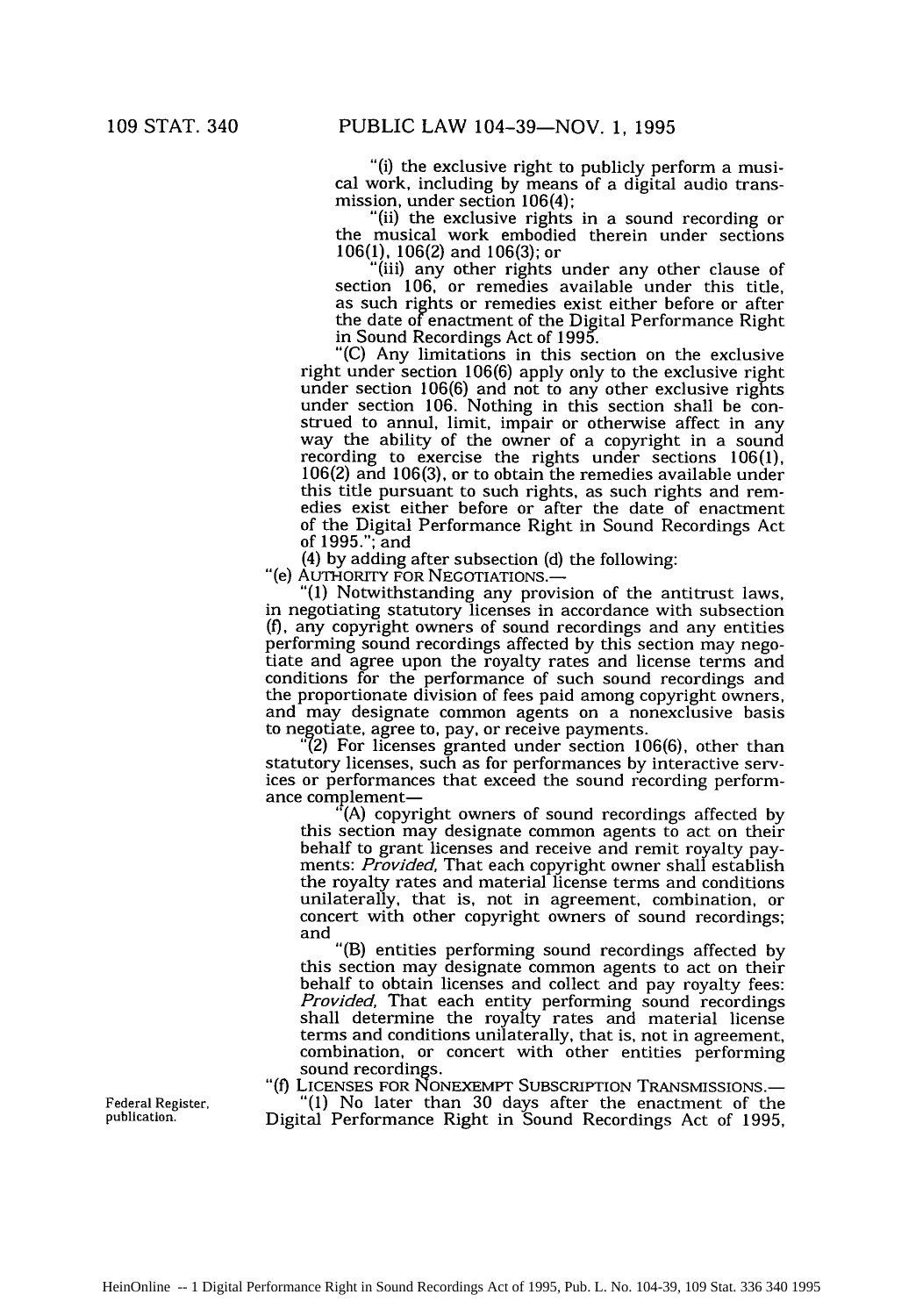"(i) the exclusive right to publicly perform a musical work, including by means of a digital audio transmission, under section 106(4);

"(ii) the exclusive rights in a sound recording or the musical work embodied therein under sections 106(1), 106(2) and 106(3); or

"(iii) any other rights under any other clause of section 106, or remedies available under this title, as such rights or remedies exist either before or after the date of enactment of the Digital Performance Right in Sound Recordings Act of 1995.

"(C) Any limitations in this section on the exclusive right under section 106(6) apply only to the exclusive right under section 106(6) and not to any other exclusive rights under section 106. Nothing in this section shall be construed to annul, limit, impair or otherwise affect in any way the ability of the owner of a copyright in a sound recording to exercise the rights under sections 106(1), 106(2) and 106(3), or to obtain the remedies available under this title pursuant to such rights, as such rights and remedies exist either before or after the date of enactment of the Digital Performance Right in Sound Recordings Act of 1995."; and

(4) by adding after subsection (d) the following:

"(e) AUTHORITY FOR NEGOTIATIONS.—

"(1) Notwithstanding any provision of the antitrust laws, in negotiating statutory licenses in accordance with subsection (f), any copyright owners of sound recordings and any entities performing sound recordings affected by this section may negotiate and agree upon the royalty rates and license terms and conditions for the performance of such sound recordings and the proportionate division of fees paid among copyright owners, and may designate common agents on a nonexclusive basis to negotiate, agree to, pay, or receive payments.

"(2) For licenses granted under section 106(6), other than statutory licenses, such as for performances by interactive services or performances that exceed the sound recording performance complement—

"(A) copyright owners of sound recordings affected by this section may designate common agents to act on their behalf to grant licenses and receive and remit royalty payments: *Provided*, That each copyright owner shall establish the royalty rates and material license terms and conditions unilaterally, that is, not in agreement, combination, or concert with other copyright owners of sound recordings; and

"(B) entities performing sound recordings affected by this section may designate common agents to act on their behalf to obtain licenses and collect and pay royalty fees: *Provided*, That each entity performing sound recordings shall determine the royalty rates and material license terms and conditions unilaterally, that is, not in agreement, combination, or concert with other entities performing sound recordings.

"(f) LICENSES FOR NONEXEMPT SUBSCRIPTION TRANSMISSIONS.—

Federal Register, publication.

"(1) No later than 30 days after the enactment of the Digital Performance Right in Sound Recordings Act of 1995,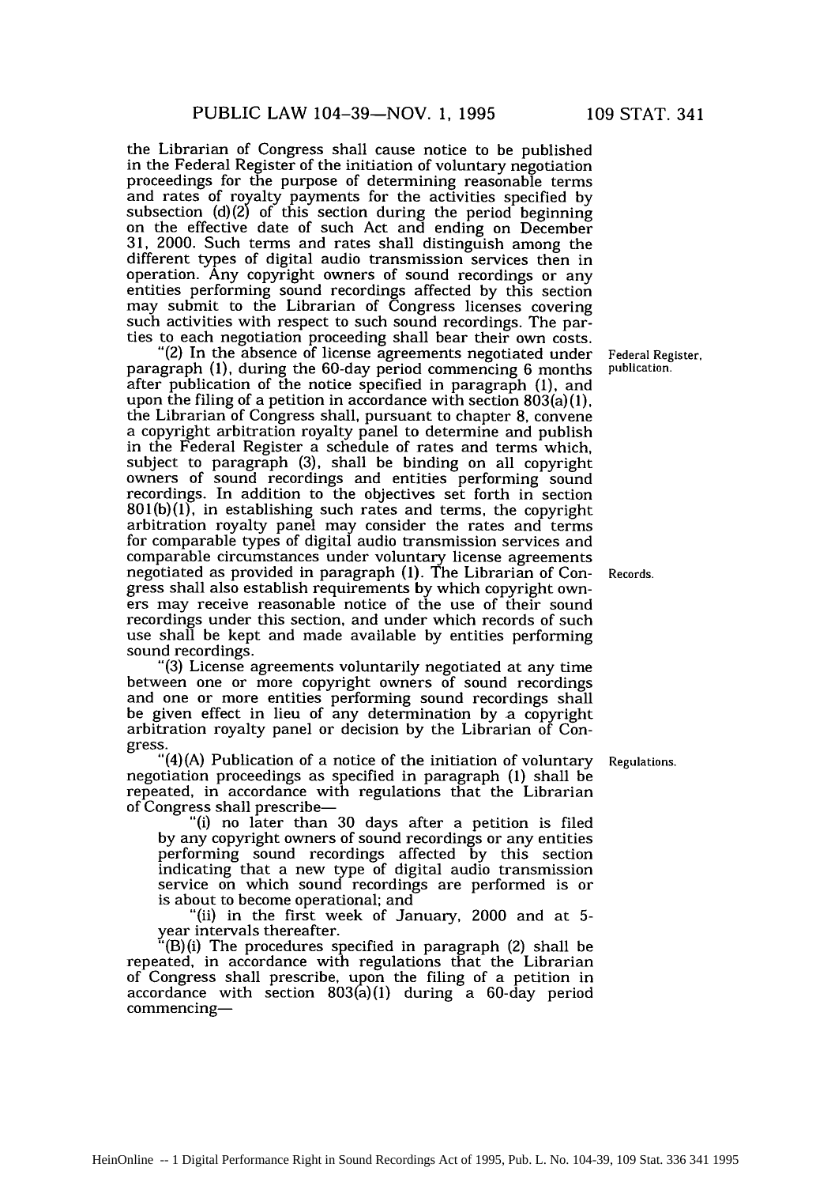the Librarian of Congress shall cause notice to be published in the Federal Register of the initiation of voluntary negotiation proceedings for the purpose of determining reasonable terms and rates of royalty payments for the activities specified by subsection (d)(2) of this section during the period beginning on the effective date of such Act and ending on December 31, 2000. Such terms and rates shall distinguish among the different types of digital audio transmission services then in operation. Any copyright owners of sound recordings or any entities performing sound recordings affected by this section may submit to the Librarian of Congress licenses covering such activities with respect to such sound recordings. The parties to each negotiation proceeding shall bear their own costs.

"(2) In the absence of license agreements negotiated under paragraph (1), during the 60-day period commencing 6 months after publication of the notice specified in paragraph (1), and upon the filing of a petition in accordance with section 803(a)(1), the Librarian of Congress shall, pursuant to chapter 8, convene a copyright arbitration royalty panel to determine and publish in the Federal Register a schedule of rates and terms which, subject to paragraph (3), shall be binding on all copyright owners of sound recordings and entities performing sound recordings. In addition to the objectives set forth in section 801(b)(1), in establishing such rates and terms, the copyright arbitration royalty panel may consider the rates and terms for comparable types of digital audio transmission services and comparable circumstances under voluntary license agreements negotiated as provided in paragraph (1). The Librarian of Congress shall also establish requirements by which copyright owners may receive reasonable notice of the use of their sound recordings under this section, and under which records of such use shall be kept and made available by entities performing sound recordings.

Federal Register, publication.

Records.

"(3) License agreements voluntarily negotiated at any time between one or more copyright owners of sound recordings and one or more entities performing sound recordings shall be given effect in lieu of any determination by a copyright arbitration royalty panel or decision by the Librarian of Congress.

"(4)(A) Publication of a notice of the initiation of voluntary negotiation proceedings as specified in paragraph (1) shall be repeated, in accordance with regulations that the Librarian of Congress shall prescribe—

Regulations.

"(i) no later than 30 days after a petition is filed by any copyright owners of sound recordings or any entities performing sound recordings affected by this section indicating that a new type of digital audio transmission service on which sound recordings are performed is or is about to become operational; and

"(ii) in the first week of January, 2000 and at 5-year intervals thereafter.

"(B)(i) The procedures specified in paragraph (2) shall be repeated, in accordance with regulations that the Librarian of Congress shall prescribe, upon the filing of a petition in accordance with section 803(a)(1) during a 60-day period commencing—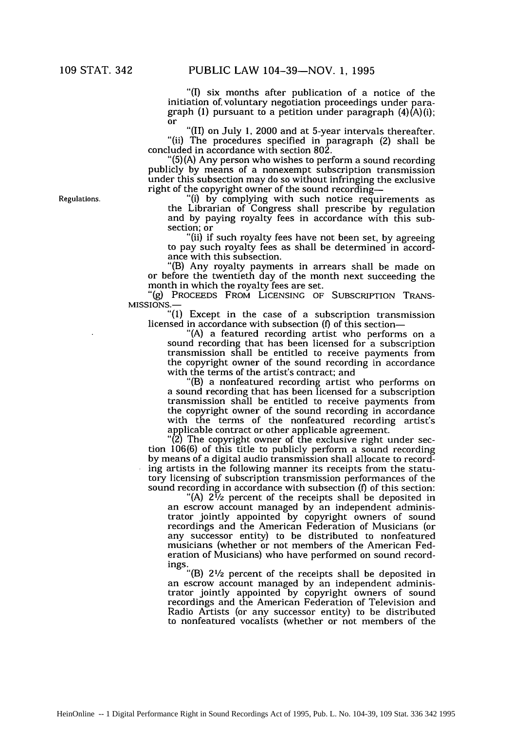"(I) six months after publication of a notice of the initiation of voluntary negotiation proceedings under paragraph (1) pursuant to a petition under paragraph (4)(A)(i); or

"(II) on July 1, 2000 and at 5-year intervals thereafter.

"(ii) The procedures specified in paragraph (2) shall be concluded in accordance with section 802.

"(5)(A) Any person who wishes to perform a sound recording publicly by means of a nonexempt subscription transmission under this subsection may do so without infringing the exclusive right of the copyright owner of the sound recording—

Regulations.

"(i) by complying with such notice requirements as the Librarian of Congress shall prescribe by regulation and by paying royalty fees in accordance with this subsection; or

"(ii) if such royalty fees have not been set, by agreeing to pay such royalty fees as shall be determined in accordance with this subsection.

"(B) Any royalty payments in arrears shall be made on or before the twentieth day of the month next succeeding the month in which the royalty fees are set.

"(g) PROCEEDS FROM LICENSING OF SUBSCRIPTION TRANSMISSIONS.—

"(1) Except in the case of a subscription transmission licensed in accordance with subsection (f) of this section—

"(A) a featured recording artist who performs on a sound recording that has been licensed for a subscription transmission shall be entitled to receive payments from the copyright owner of the sound recording in accordance with the terms of the artist's contract; and

"(B) a nonfeatured recording artist who performs on a sound recording that has been licensed for a subscription transmission shall be entitled to receive payments from the copyright owner of the sound recording in accordance with the terms of the nonfeatured recording artist's applicable contract or other applicable agreement.

"(2) The copyright owner of the exclusive right under section 106(6) of this title to publicly perform a sound recording by means of a digital audio transmission shall allocate to recording artists in the following manner its receipts from the statutory licensing of subscription transmission performances of the sound recording in accordance with subsection (f) of this section:

"(A) 2½ percent of the receipts shall be deposited in an escrow account managed by an independent administrator jointly appointed by copyright owners of sound recordings and the American Federation of Musicians (or any successor entity) to be distributed to nonfeatured musicians (whether or not members of the American Federation of Musicians) who have performed on sound recordings.

"(B) 2½ percent of the receipts shall be deposited in an escrow account managed by an independent administrator jointly appointed by copyright owners of sound recordings and the American Federation of Television and Radio Artists (or any successor entity) to be distributed to nonfeatured vocalists (whether or not members of the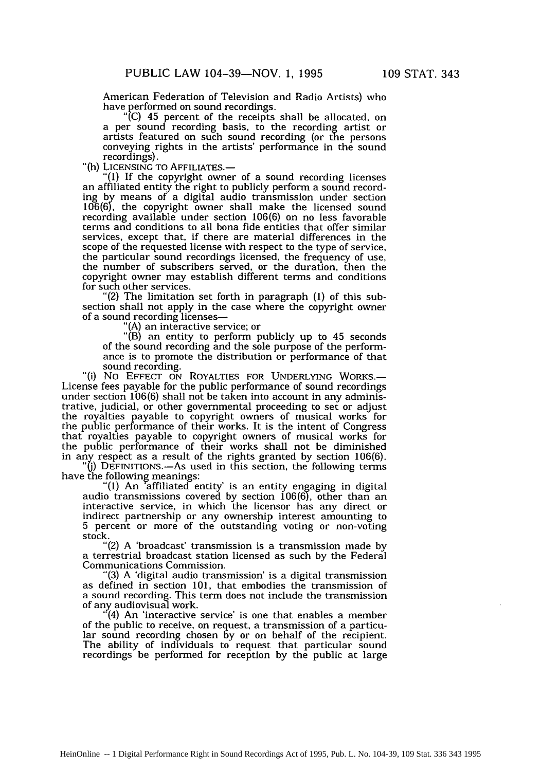American Federation of Television and Radio Artists) who have performed on sound recordings.

"(C) 45 percent of the receipts shall be allocated, on a per sound recording basis, to the recording artist or artists featured on such sound recording (or the persons conveying rights in the artists' performance in the sound recordings).

"(h) LICENSING TO AFFILIATES.—

"(1) If the copyright owner of a sound recording licenses an affiliated entity the right to publicly perform a sound recording by means of a digital audio transmission under section 106(6), the copyright owner shall make the licensed sound recording available under section 106(6) on no less favorable terms and conditions to all bona fide entities that offer similar services, except that, if there are material differences in the scope of the requested license with respect to the type of service, the particular sound recordings licensed, the frequency of use, the number of subscribers served, or the duration, then the copyright owner may establish different terms and conditions for such other services.

"(2) The limitation set forth in paragraph (1) of this subsection shall not apply in the case where the copyright owner of a sound recording licenses—

"(A) an interactive service; or

"(B) an entity to perform publicly up to 45 seconds of the sound recording and the sole purpose of the performance is to promote the distribution or performance of that sound recording.

"(i) NO EFFECT ON ROYALTIES FOR UNDERLYING WORKS.— License fees payable for the public performance of sound recordings under section 106(6) shall not be taken into account in any administrative, judicial, or other governmental proceeding to set or adjust the royalties payable to copyright owners of musical works for the public performance of their works. It is the intent of Congress that royalties payable to copyright owners of musical works for the public performance of their works shall not be diminished in any respect as a result of the rights granted by section 106(6).

"(j) DEFINITIONS.—As used in this section, the following terms have the following meanings:

"(1) An 'affiliated entity' is an entity engaging in digital audio transmissions covered by section 106(6), other than an interactive service, in which the licensor has any direct or indirect partnership or any ownership interest amounting to 5 percent or more of the outstanding voting or non-voting stock.

"(2) A 'broadcast' transmission is a transmission made by a terrestrial broadcast station licensed as such by the Federal Communications Commission.

"(3) A 'digital audio transmission' is a digital transmission as defined in section 101, that embodies the transmission of a sound recording. This term does not include the transmission of any audiovisual work.

"(4) An 'interactive service' is one that enables a member of the public to receive, on request, a transmission of a particular sound recording chosen by or on behalf of the recipient. The ability of individuals to request that particular sound recordings be performed for reception by the public at large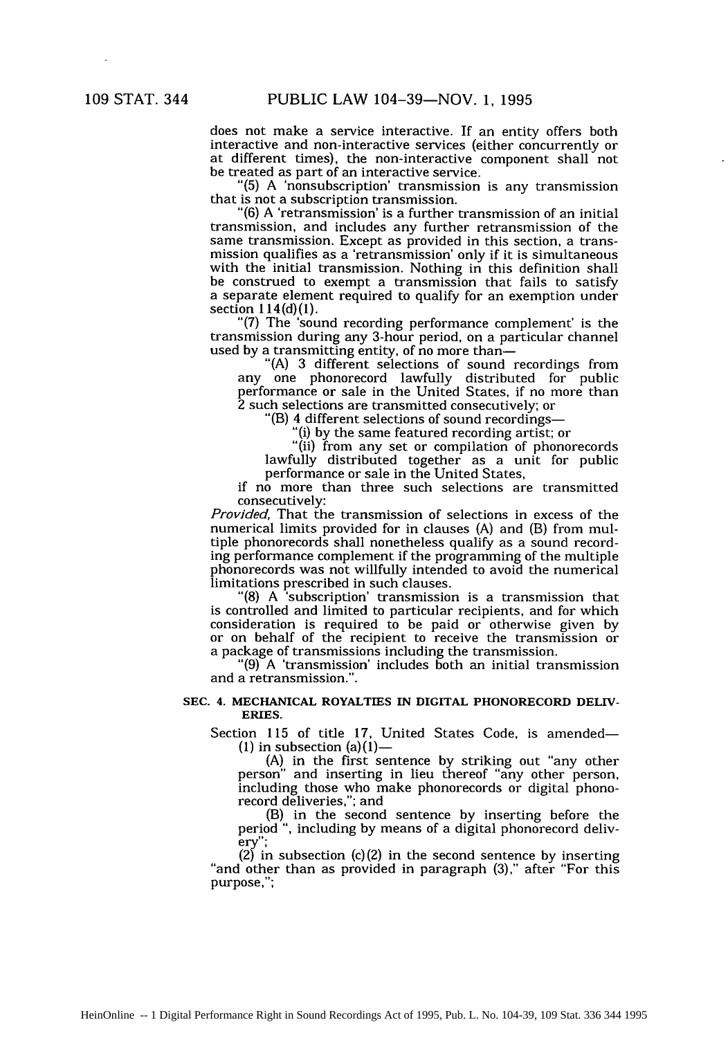does not make a service interactive. If an entity offers both interactive and non-interactive services (either concurrently or at different times), the non-interactive component shall not be treated as part of an interactive service.

"(5) A 'nonsubscription' transmission is any transmission that is not a subscription transmission.

"(6) A 'retransmission' is a further transmission of an initial transmission, and includes any further retransmission of the same transmission. Except as provided in this section, a transmission qualifies as a 'retransmission' only if it is simultaneous with the initial transmission. Nothing in this definition shall be construed to exempt a transmission that fails to satisfy a separate element required to qualify for an exemption under section 114(d)(1).

"(7) The 'sound recording performance complement' is the transmission during any 3-hour period, on a particular channel used by a transmitting entity, of no more than—

"(A) 3 different selections of sound recordings from any one phonorecord lawfully distributed for public performance or sale in the United States, if no more than 2 such selections are transmitted consecutively; or

"(B) 4 different selections of sound recordings—

"(i) by the same featured recording artist; or

"(ii) from any set or compilation of phonorecords lawfully distributed together as a unit for public performance or sale in the United States,

if no more than three such selections are transmitted consecutively:

*Provided*, That the transmission of selections in excess of the numerical limits provided for in clauses (A) and (B) from multiple phonorecords shall nonetheless qualify as a sound recording performance complement if the programming of the multiple phonorecords was not willfully intended to avoid the numerical limitations prescribed in such clauses.

"(8) A 'subscription' transmission is a transmission that is controlled and limited to particular recipients, and for which consideration is required to be paid or otherwise given by or on behalf of the recipient to receive the transmission or a package of transmissions including the transmission.

"(9) A 'transmission' includes both an initial transmission and a retransmission.".

### SEC. 4. MECHANICAL ROYALTIES IN DIGITAL PHONORECORD DELIVERIES.

Section 115 of title 17, United States Code, is amended—

(1) in subsection (a)(1)—

(A) in the first sentence by striking out "any other person" and inserting in lieu thereof "any other person, including those who make phonorecords or digital phonorecord deliveries,"; and

(B) in the second sentence by inserting before the period ", including by means of a digital phonorecord delivery";

(2) in subsection (c)(2) in the second sentence by inserting "and other than as provided in paragraph (3)," after "For this purpose,";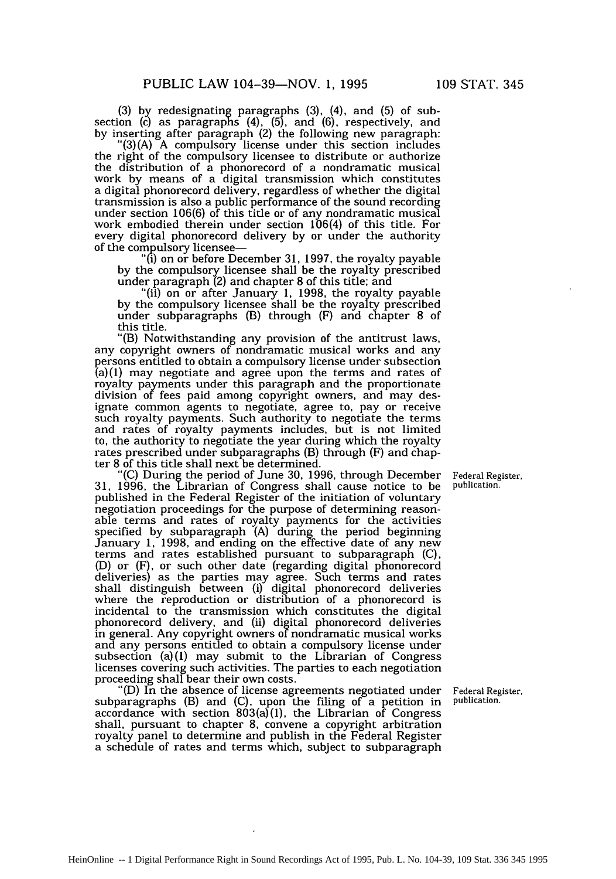(3) by redesignating paragraphs (3), (4), and (5) of subsection (c) as paragraphs (4), (5), and (6), respectively, and by inserting after paragraph (2) the following new paragraph:

"(3)(A) A compulsory license under this section includes the right of the compulsory licensee to distribute or authorize the distribution of a phonorecord of a nondramatic musical work by means of a digital transmission which constitutes a digital phonorecord delivery, regardless of whether the digital transmission is also a public performance of the sound recording under section 106(6) of this title or of any nondramatic musical work embodied therein under section 106(4) of this title. For every digital phonorecord delivery by or under the authority of the compulsory licensee—

"(i) on or before December 31, 1997, the royalty payable by the compulsory licensee shall be the royalty prescribed under paragraph (2) and chapter 8 of this title; and

"(ii) on or after January 1, 1998, the royalty payable by the compulsory licensee shall be the royalty prescribed under subparagraphs (B) through (F) and chapter 8 of this title.

"(B) Notwithstanding any provision of the antitrust laws, any copyright owners of nondramatic musical works and any persons entitled to obtain a compulsory license under subsection (a)(1) may negotiate and agree upon the terms and rates of royalty payments under this paragraph and the proportionate division of fees paid among copyright owners, and may designate common agents to negotiate, agree to, pay or receive such royalty payments. Such authority to negotiate the terms and rates of royalty payments includes, but is not limited to, the authority to negotiate the year during which the royalty rates prescribed under subparagraphs (B) through (F) and chapter 8 of this title shall next be determined.

Federal Register, publication.

"(C) During the period of June 30, 1996, through December 31, 1996, the Librarian of Congress shall cause notice to be published in the Federal Register of the initiation of voluntary negotiation proceedings for the purpose of determining reasonable terms and rates of royalty payments for the activities specified by subparagraph (A) during the period beginning January 1, 1998, and ending on the effective date of any new terms and rates established pursuant to subparagraph (C), (D) or (F), or such other date (regarding digital phonorecord deliveries) as the parties may agree. Such terms and rates shall distinguish between (i) digital phonorecord deliveries where the reproduction or distribution of a phonorecord is incidental to the transmission which constitutes the digital phonorecord delivery, and (ii) digital phonorecord deliveries in general. Any copyright owners of nondramatic musical works and any persons entitled to obtain a compulsory license under subsection (a)(1) may submit to the Librarian of Congress licenses covering such activities. The parties to each negotiation proceeding shall bear their own costs.

Federal Register, publication.

"(D) In the absence of license agreements negotiated under subparagraphs (B) and (C), upon the filing of a petition in accordance with section 803(a)(1), the Librarian of Congress shall, pursuant to chapter 8, convene a copyright arbitration royalty panel to determine and publish in the Federal Register a schedule of rates and terms which, subject to subparagraph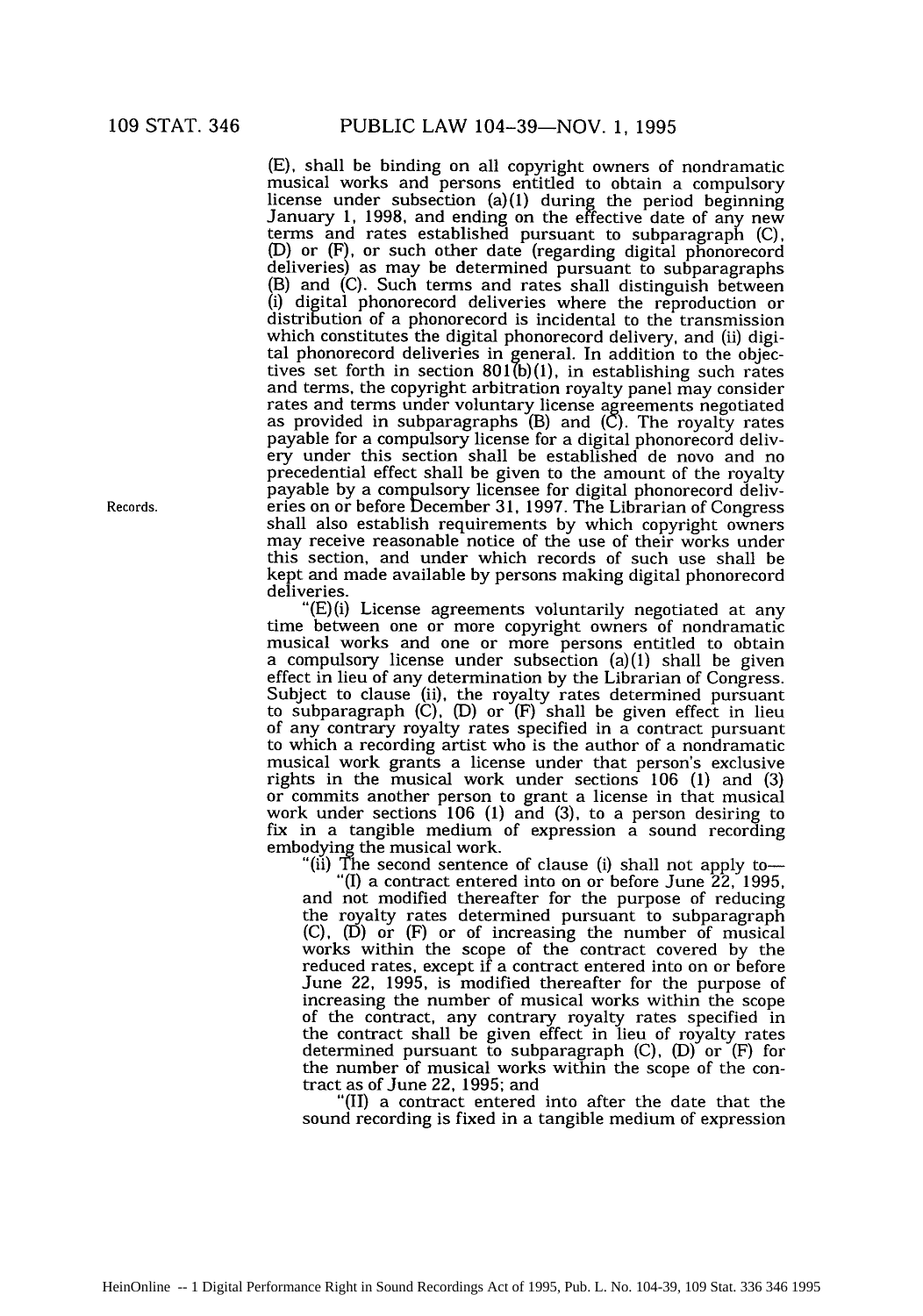(E), shall be binding on all copyright owners of nondramatic musical works and persons entitled to obtain a compulsory license under subsection (a)(1) during the period beginning January 1, 1998, and ending on the effective date of any new terms and rates established pursuant to subparagraph (C), (D) or (F), or such other date (regarding digital phonorecord deliveries) as may be determined pursuant to subparagraphs (B) and (C). Such terms and rates shall distinguish between (i) digital phonorecord deliveries where the reproduction or distribution of a phonorecord is incidental to the transmission which constitutes the digital phonorecord delivery, and (ii) digital phonorecord deliveries in general. In addition to the objectives set forth in section 801(b)(1), in establishing such rates and terms, the copyright arbitration royalty panel may consider rates and terms under voluntary license agreements negotiated as provided in subparagraphs (B) and (C). The royalty rates payable for a compulsory license for a digital phonorecord delivery under this section shall be established de novo and no precedential effect shall be given to the amount of the royalty payable by a compulsory licensee for digital phonorecord deliveries on or before December 31, 1997. The Librarian of Congress shall also establish requirements by which copyright owners may receive reasonable notice of the use of their works under this section, and under which records of such use shall be kept and made available by persons making digital phonorecord deliveries.

Records.

"(E)(i) License agreements voluntarily negotiated at any time between one or more copyright owners of nondramatic musical works and one or more persons entitled to obtain a compulsory license under subsection (a)(1) shall be given effect in lieu of any determination by the Librarian of Congress. Subject to clause (ii), the royalty rates determined pursuant to subparagraph (C), (D) or (F) shall be given effect in lieu of any contrary royalty rates specified in a contract pursuant to which a recording artist who is the author of a nondramatic musical work grants a license under that person's exclusive rights in the musical work under sections 106 (1) and (3) or commits another person to grant a license in that musical work under sections 106 (1) and (3), to a person desiring to fix in a tangible medium of expression a sound recording embodying the musical work.

"(ii) The second sentence of clause (i) shall not apply to—

"(I) a contract entered into on or before June 22, 1995, and not modified thereafter for the purpose of reducing the royalty rates determined pursuant to subparagraph (C), (D) or (F) or of increasing the number of musical works within the scope of the contract covered by the reduced rates, except if a contract entered into on or before June 22, 1995, is modified thereafter for the purpose of increasing the number of musical works within the scope of the contract, any contrary royalty rates specified in the contract shall be given effect in lieu of royalty rates determined pursuant to subparagraph (C), (D) or (F) for the number of musical works within the scope of the contract as of June 22, 1995; and

"(II) a contract entered into after the date that the sound recording is fixed in a tangible medium of expression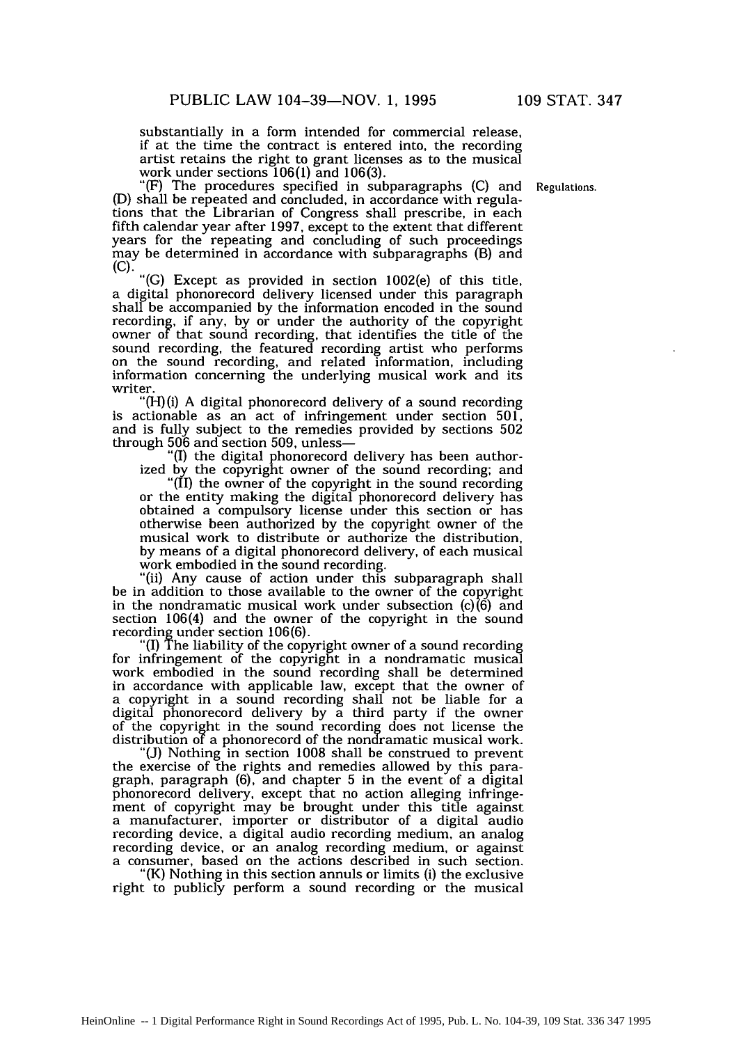substantially in a form intended for commercial release, if at the time the contract is entered into, the recording artist retains the right to grant licenses as to the musical work under sections 106(1) and 106(3).

"(F) The procedures specified in subparagraphs (C) and (D) shall be repeated and concluded, in accordance with regulations that the Librarian of Congress shall prescribe, in each fifth calendar year after 1997, except to the extent that different years for the repeating and concluding of such proceedings may be determined in accordance with subparagraphs (B) and (C).

Regulations.

"(G) Except as provided in section 1002(e) of this title, a digital phonorecord delivery licensed under this paragraph shall be accompanied by the information encoded in the sound recording, if any, by or under the authority of the copyright owner of that sound recording, that identifies the title of the sound recording, the featured recording artist who performs on the sound recording, and related information, including information concerning the underlying musical work and its writer.

"(H)(i) A digital phonorecord delivery of a sound recording is actionable as an act of infringement under section 501, and is fully subject to the remedies provided by sections 502 through 506 and section 509, unless—

"(I) the digital phonorecord delivery has been authorized by the copyright owner of the sound recording; and

"(II) the owner of the copyright in the sound recording or the entity making the digital phonorecord delivery has obtained a compulsory license under this section or has otherwise been authorized by the copyright owner of the musical work to distribute or authorize the distribution, by means of a digital phonorecord delivery, of each musical work embodied in the sound recording.

"(ii) Any cause of action under this subparagraph shall be in addition to those available to the owner of the copyright in the nondramatic musical work under subsection (c)(6) and section 106(4) and the owner of the copyright in the sound recording under section 106(6).

"(I) The liability of the copyright owner of a sound recording for infringement of the copyright in a nondramatic musical work embodied in the sound recording shall be determined in accordance with applicable law, except that the owner of a copyright in a sound recording shall not be liable for a digital phonorecord delivery by a third party if the owner of the copyright in the sound recording does not license the distribution of a phonorecord of the nondramatic musical work.

"(J) Nothing in section 1008 shall be construed to prevent the exercise of the rights and remedies allowed by this paragraph, paragraph (6), and chapter 5 in the event of a digital phonorecord delivery, except that no action alleging infringement of copyright may be brought under this title against a manufacturer, importer or distributor of a digital audio recording device, a digital audio recording medium, an analog recording device, or an analog recording medium, or against a consumer, based on the actions described in such section.

"(K) Nothing in this section annuls or limits (i) the exclusive right to publicly perform a sound recording or the musical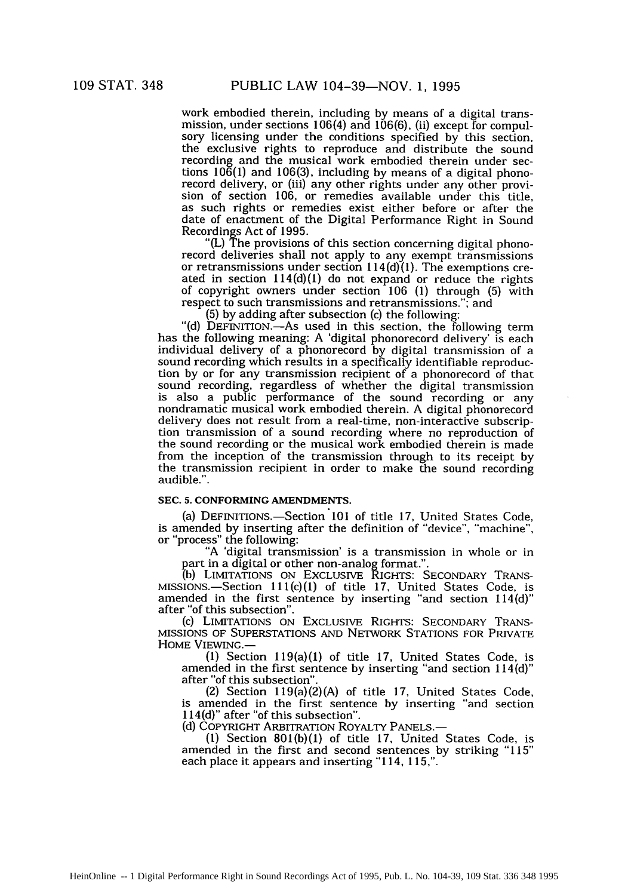work embodied therein, including by means of a digital transmission, under sections 106(4) and 106(6), (ii) except for compulsory licensing under the conditions specified by this section, the exclusive rights to reproduce and distribute the sound recording and the musical work embodied therein under sections 106(1) and 106(3), including by means of a digital phonorecord delivery, or (iii) any other rights under any other provision of section 106, or remedies available under this title, as such rights or remedies exist either before or after the date of enactment of the Digital Performance Right in Sound Recordings Act of 1995.

"(L) The provisions of this section concerning digital phonorecord deliveries shall not apply to any exempt transmissions or retransmissions under section 114(d)(1). The exemptions created in section 114(d)(1) do not expand or reduce the rights of copyright owners under section 106 (1) through (5) with respect to such transmissions and retransmissions."; and

(5) by adding after subsection (c) the following:

"(d) DEFINITION.—As used in this section, the following term has the following meaning: A 'digital phonorecord delivery' is each individual delivery of a phonorecord by digital transmission of a sound recording which results in a specifically identifiable reproduction by or for any transmission recipient of a phonorecord of that sound recording, regardless of whether the digital transmission is also a public performance of the sound recording or any nondramatic musical work embodied therein. A digital phonorecord delivery does not result from a real-time, non-interactive subscription transmission of a sound recording where no reproduction of the sound recording or the musical work embodied therein is made from the inception of the transmission through to its receipt by the transmission recipient in order to make the sound recording audible.".

### SEC. 5. CONFORMING AMENDMENTS.

(a) DEFINITIONS.—Section 101 of title 17, United States Code, is amended by inserting after the definition of "device", "machine", or "process" the following:

"A 'digital transmission' is a transmission in whole or in part in a digital or other non-analog format.".

(b) LIMITATIONS ON EXCLUSIVE RIGHTS: SECONDARY TRANSMISSIONS.—Section 111(c)(1) of title 17, United States Code, is amended in the first sentence by inserting "and section 114(d)" after "of this subsection".

(c) LIMITATIONS ON EXCLUSIVE RIGHTS: SECONDARY TRANSMISSIONS OF SUPERSTATIONS AND NETWORK STATIONS FOR PRIVATE HOME VIEWING.—

(1) Section 119(a)(1) of title 17, United States Code, is amended in the first sentence by inserting "and section 114(d)" after "of this subsection".

(2) Section 119(a)(2)(A) of title 17, United States Code, is amended in the first sentence by inserting "and section 114(d)" after "of this subsection".

(d) COPYRIGHT ARBITRATION ROYALTY PANELS.—

(1) Section 801(b)(1) of title 17, United States Code, is amended in the first and second sentences by striking "115" each place it appears and inserting "114, 115,".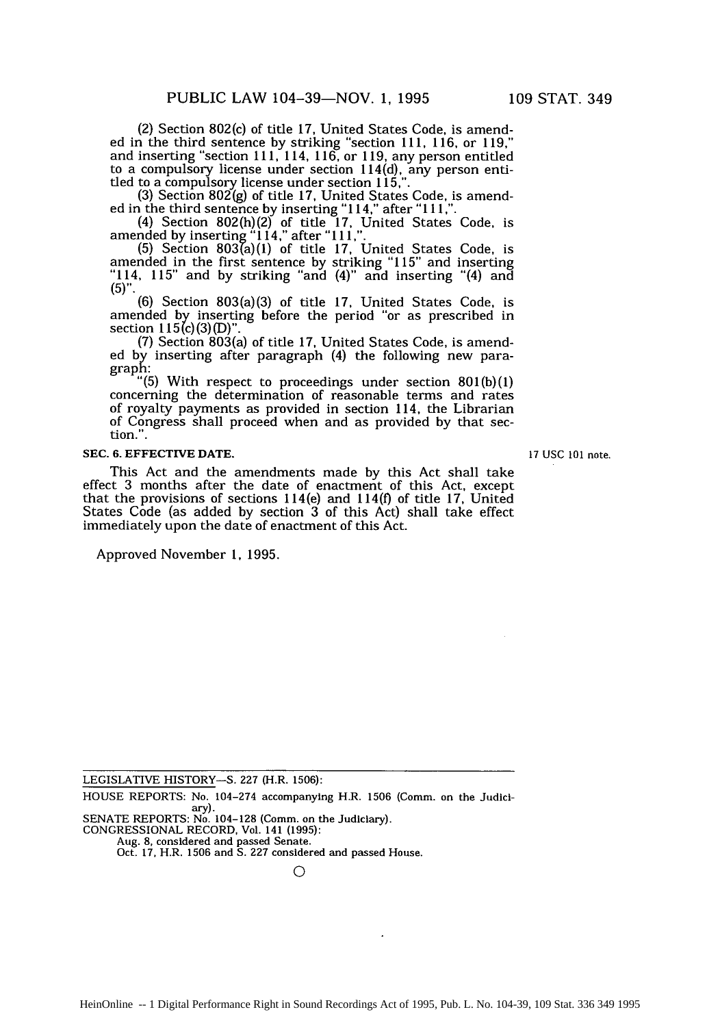(2) Section 802(c) of title 17, United States Code, is amended in the third sentence by striking "section 111, 116, or 119," and inserting "section 111, 114, 116, or 119, any person entitled to a compulsory license under section 114(d), any person entitled to a compulsory license under section 115,".

(3) Section 802(g) of title 17, United States Code, is amended in the third sentence by inserting "114," after "111,".

(4) Section 802(h)(2) of title 17, United States Code, is amended by inserting "114," after "111,".

(5) Section 803(a)(1) of title 17, United States Code, is amended in the first sentence by striking "115" and inserting "114, 115" and by striking "and (4)" and inserting "(4) and (5)".

(6) Section 803(a)(3) of title 17, United States Code, is amended by inserting before the period "or as prescribed in section 115(c)(3)(D)".

(7) Section 803(a) of title 17, United States Code, is amended by inserting after paragraph (4) the following new paragraph:

"(5) With respect to proceedings under section 801(b)(1) concerning the determination of reasonable terms and rates of royalty payments as provided in section 114, the Librarian of Congress shall proceed when and as provided by that section.".

**SEC. 6. EFFECTIVE DATE.**

17 USC 101 note.

This Act and the amendments made by this Act shall take effect 3 months after the date of enactment of this Act, except that the provisions of sections 114(e) and 114(f) of title 17, United States Code (as added by section 3 of this Act) shall take effect immediately upon the date of enactment of this Act.

Approved November 1, 1995.

---

LEGISLATIVE HISTORY—S. 227 (H.R. 1506):

HOUSE REPORTS: No. 104–274 accompanying H.R. 1506 (Comm. on the Judiciary).
SENATE REPORTS: No. 104–128 (Comm. on the Judiciary).
CONGRESSIONAL RECORD, Vol. 141 (1995):
Aug. 8, considered and passed Senate.
Oct. 17, H.R. 1506 and S. 227 considered and passed House.

O